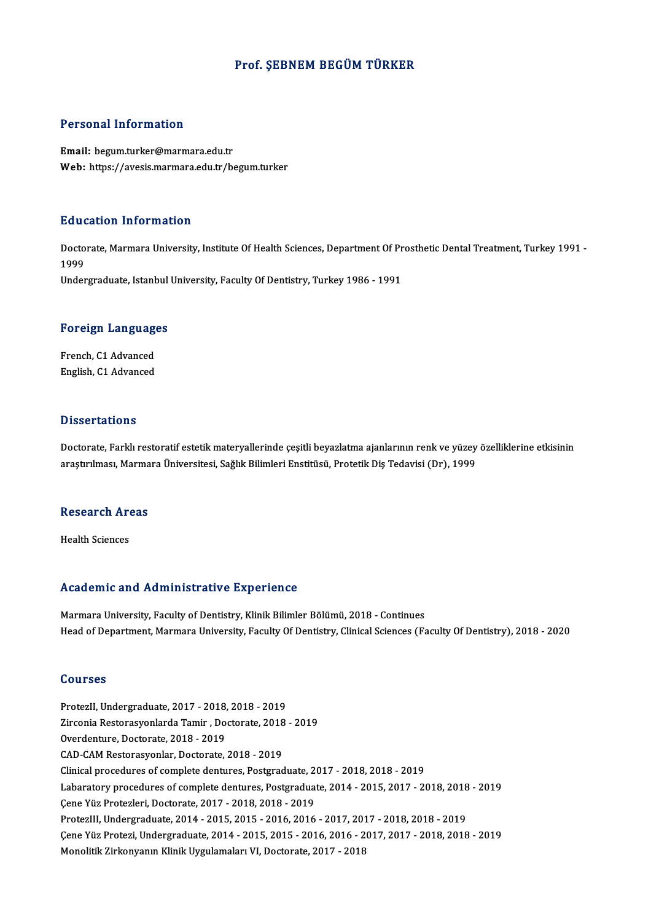# Prof. ŞEBNEM BEGÜM TÜRKER

## Personal Information

**Email:** begum.turker@marmara.edu.tr
**Web:** https://avesis.marmara.edu.tr/begum.turker

## Education Information

Doctorate, Marmara University, Institute Of Health Sciences, Department Of Prosthetic Dental Treatment, Turkey 1991 - 1999
Undergraduate, Istanbul University, Faculty Of Dentistry, Turkey 1986 - 1991

## Foreign Languages

French, C1 Advanced
English, C1 Advanced

## Dissertations

Doctorate, Farklı restoratif estetik materyallerinde çeşitli beyazlatma ajanlarının renk ve yüzey özelliklerine etkisinin araştırılması, Marmara Üniversitesi, Sağlık Bilimleri Enstitüsü, Protetik Diş Tedavisi (Dr), 1999

## Research Areas

Health Sciences

## Academic and Administrative Experience

Marmara University, Faculty of Dentistry, Klinik Bilimler Bölümü, 2018 - Continues
Head of Department, Marmara University, Faculty Of Dentistry, Clinical Sciences (Faculty Of Dentistry), 2018 - 2020

## Courses

ProtezII, Undergraduate, 2017 - 2018, 2018 - 2019
Zirconia Restorasyonlarda Tamir , Doctorate, 2018 - 2019
Overdenture, Doctorate, 2018 - 2019
CAD-CAM Restorasyonlar, Doctorate, 2018 - 2019
Clinical procedures of complete dentures, Postgraduate, 2017 - 2018, 2018 - 2019
Labaratory procedures of complete dentures, Postgraduate, 2014 - 2015, 2017 - 2018, 2018 - 2019
Çene Yüz Protezleri, Doctorate, 2017 - 2018, 2018 - 2019
ProtezIII, Undergraduate, 2014 - 2015, 2015 - 2016, 2016 - 2017, 2017 - 2018, 2018 - 2019
Çene Yüz Protezi, Undergraduate, 2014 - 2015, 2015 - 2016, 2016 - 2017, 2017 - 2018, 2018 - 2019
Monolitik Zirkonyanın Klinik Uygulamaları VI, Doctorate, 2017 - 2018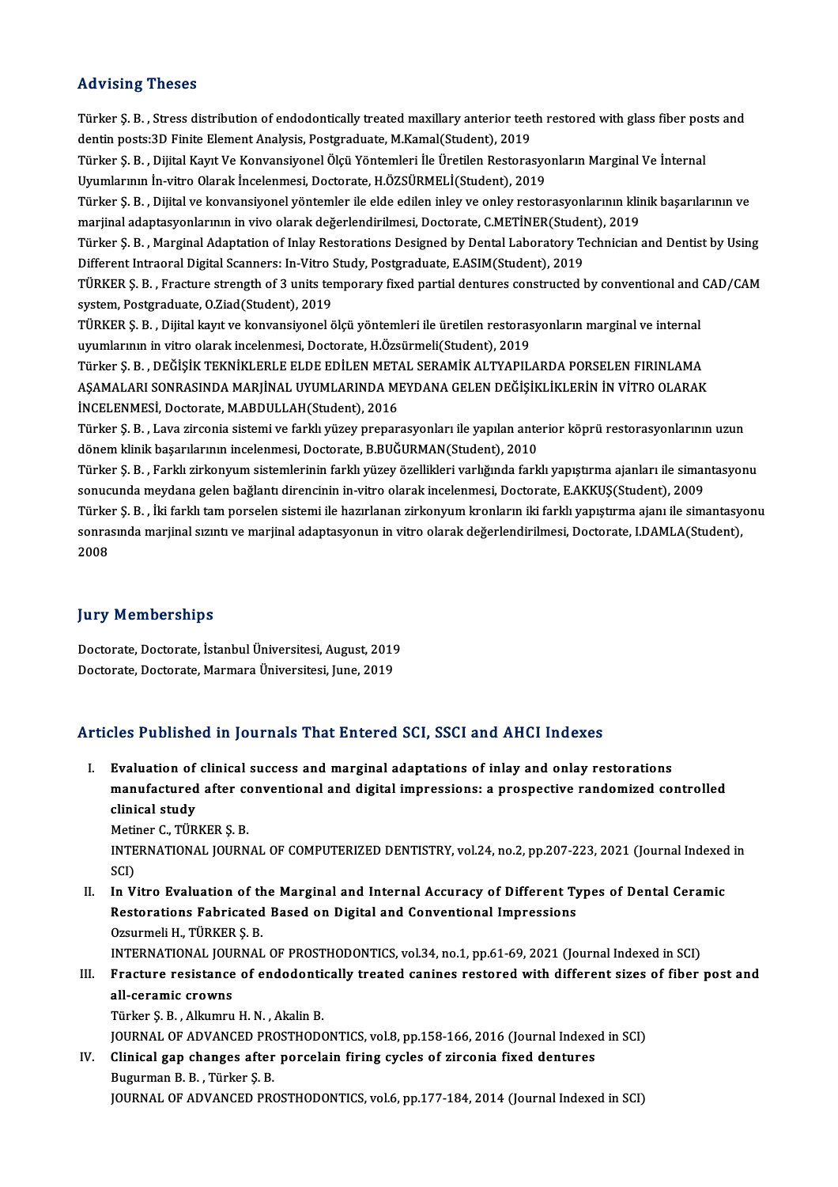## Advising Theses

Türker Ş. B. , Stress distribution of endodontically treated maxillary anterior teeth restored with glass fiber posts and dentin posts:3D Finite Element Analysis, Postgraduate, M.Kamal(Student), 2019

Türker Ş. B. , Dijital Kayıt Ve Konvansiyonel Ölçü Yöntemleri İle Üretilen Restorasyonların Marginal Ve İnternal Uyumlarının İn-vitro Olarak İncelenmesi, Doctorate, H.ÖZSÜRMELİ(Student), 2019

Türker Ş. B. , Dijital ve konvansiyonel yöntemler ile elde edilen inley ve onley restorasyonlarının klinik başarılarının ve marjinal adaptasyonlarının in vivo olarak değerlendirilmesi, Doctorate, C.METİNER(Student), 2019

Türker Ş. B. , Marginal Adaptation of Inlay Restorations Designed by Dental Laboratory Technician and Dentist by Using Different Intraoral Digital Scanners: In-Vitro Study, Postgraduate, E.ASIM(Student), 2019

TÜRKER Ş. B. , Fracture strength of 3 units temporary fixed partial dentures constructed by conventional and CAD/CAM system, Postgraduate, O.Ziad(Student), 2019

TÜRKER Ş. B. , Dijital kayıt ve konvansiyonel ölçü yöntemleri ile üretilen restorasyonların marginal ve internal uyumlarının in vitro olarak incelenmesi, Doctorate, H.Özsürmeli(Student), 2019

Türker Ş. B. , DEĞİŞİK TEKNİKLERLE ELDE EDİLEN METAL SERAMİK ALTYAPILARDA PORSELEN FIRINLAMA AŞAMALARI SONRASINDA MARJİNAL UYUMLARINDA MEYDANA GELEN DEĞİŞİKLİKLERİN İN VİTRO OLARAK İNCELENMESİ, Doctorate, M.ABDULLAH(Student), 2016

Türker Ş. B. , Lava zirconia sistemi ve farklı yüzey preparasyonları ile yapılan anterior köprü restorasyonlarının uzun dönem klinik başarılarının incelenmesi, Doctorate, B.BUĞURMAN(Student), 2010

Türker Ş. B. , Farklı zirkonyum sistemlerinin farklı yüzey özellikleri varlığında farklı yapıştırma ajanları ile simantasyonu sonucunda meydana gelen bağlantı direncinin in-vitro olarak incelenmesi, Doctorate, E.AKKUŞ(Student), 2009

Türker Ş. B. , İki farklı tam porselen sistemi ile hazırlanan zirkonyum kronların iki farklı yapıştırma ajanı ile simantasyonu sonrasında marjinal sızıntı ve marjinal adaptasyonun in vitro olarak değerlendirilmesi, Doctorate, I.DAMLA(Student), 2008

## Jury Memberships

Doctorate, Doctorate, İstanbul Üniversitesi, August, 2019

Doctorate, Doctorate, Marmara Üniversitesi, June, 2019

## Articles Published in Journals That Entered SCI, SSCI and AHCI Indexes

I. **Evaluation of clinical success and marginal adaptations of inlay and onlay restorations manufactured after conventional and digital impressions: a prospective randomized controlled clinical study**
   Metiner C., TÜRKER Ş. B.
   INTERNATIONAL JOURNAL OF COMPUTERIZED DENTISTRY, vol.24, no.2, pp.207-223, 2021 (Journal Indexed in SCI)

II. **In Vitro Evaluation of the Marginal and Internal Accuracy of Different Types of Dental Ceramic Restorations Fabricated Based on Digital and Conventional Impressions**
   Ozsurmeli H., TÜRKER Ş. B.
   INTERNATIONAL JOURNAL OF PROSTHODONTICS, vol.34, no.1, pp.61-69, 2021 (Journal Indexed in SCI)

III. **Fracture resistance of endodontically treated canines restored with different sizes of fiber post and all-ceramic crowns**
   Türker Ş. B. , Alkumru H. N. , Akalin B.
   JOURNAL OF ADVANCED PROSTHODONTICS, vol.8, pp.158-166, 2016 (Journal Indexed in SCI)

IV. **Clinical gap changes after porcelain firing cycles of zirconia fixed dentures**
   Bugurman B. B. , Türker Ş. B.
   JOURNAL OF ADVANCED PROSTHODONTICS, vol.6, pp.177-184, 2014 (Journal Indexed in SCI)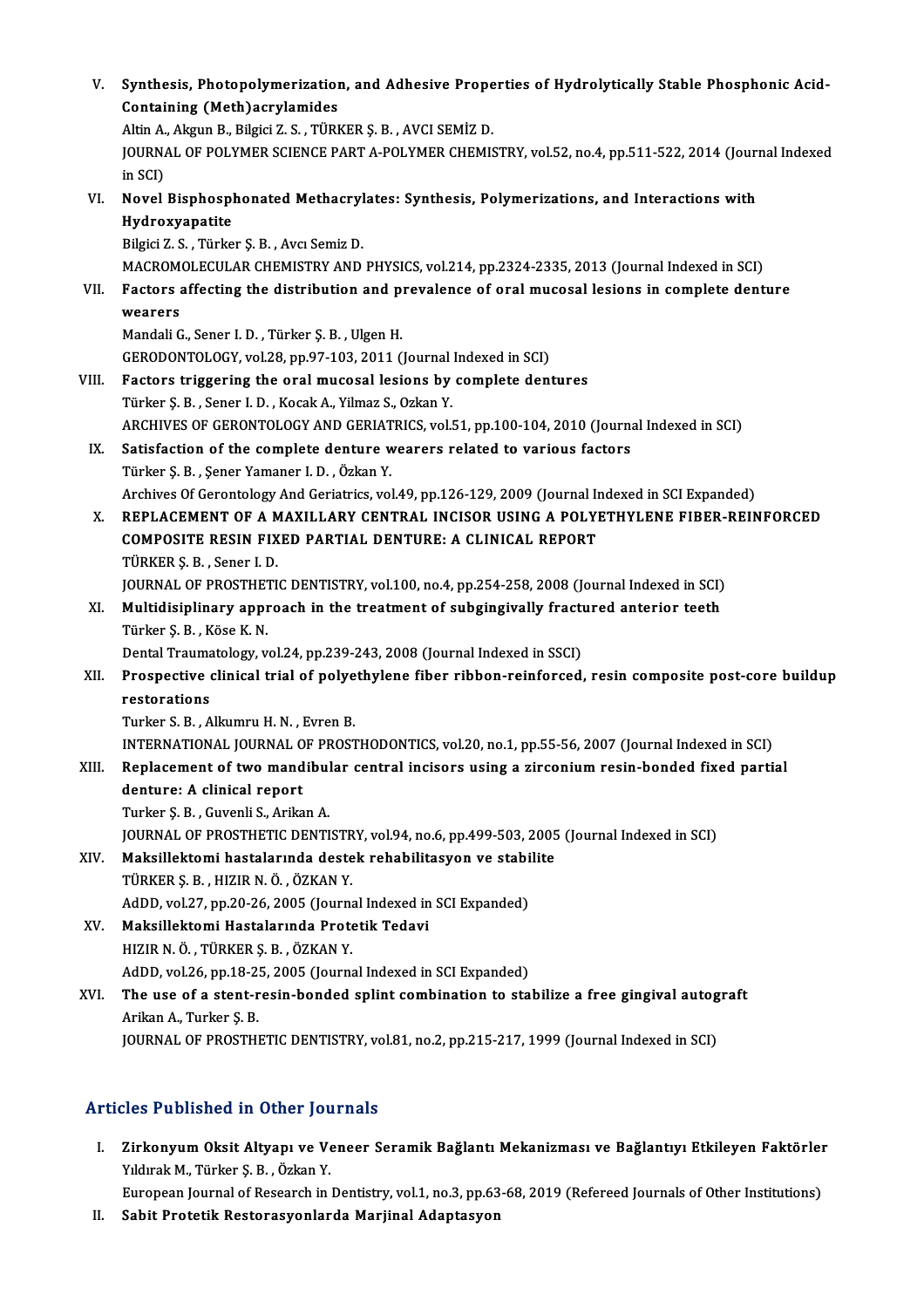V. **Synthesis, Photopolymerization, and Adhesive Properties of Hydrolytically Stable Phosphonic Acid-Containing (Meth)acrylamides**
Altin A., Akgun B., Bilgici Z. S. , TÜRKER Ş. B. , AVCI SEMİZ D.
JOURNAL OF POLYMER SCIENCE PART A-POLYMER CHEMISTRY, vol.52, no.4, pp.511-522, 2014 (Journal Indexed in SCI)

VI. **Novel Bisphosphonated Methacrylates: Synthesis, Polymerizations, and Interactions with Hydroxyapatite**
Bilgici Z. S. , Türker Ş. B. , Avcı Semiz D.
MACROMOLECULAR CHEMISTRY AND PHYSICS, vol.214, pp.2324-2335, 2013 (Journal Indexed in SCI)

VII. **Factors affecting the distribution and prevalence of oral mucosal lesions in complete denture wearers**
Mandali G., Sener I. D. , Türker Ş. B. , Ulgen H.
GERODONTOLOGY, vol.28, pp.97-103, 2011 (Journal Indexed in SCI)

VIII. **Factors triggering the oral mucosal lesions by complete dentures**
Türker Ş. B. , Sener I. D. , Kocak A., Yilmaz S., Ozkan Y.
ARCHIVES OF GERONTOLOGY AND GERIATRICS, vol.51, pp.100-104, 2010 (Journal Indexed in SCI)

IX. **Satisfaction of the complete denture wearers related to various factors**
Türker Ş. B. , Şener Yamaner I. D. , Özkan Y.
Archives Of Gerontology And Geriatrics, vol.49, pp.126-129, 2009 (Journal Indexed in SCI Expanded)

X. **REPLACEMENT OF A MAXILLARY CENTRAL INCISOR USING A POLYETHYLENE FIBER-REINFORCED COMPOSITE RESIN FIXED PARTIAL DENTURE: A CLINICAL REPORT**
TÜRKER Ş. B. , Sener I. D.
JOURNAL OF PROSTHETIC DENTISTRY, vol.100, no.4, pp.254-258, 2008 (Journal Indexed in SCI)

XI. **Multidisiplinary approach in the treatment of subgingivally fractured anterior teeth**
Türker Ş. B. , Köse K. N.
Dental Traumatology, vol.24, pp.239-243, 2008 (Journal Indexed in SSCI)

XII. **Prospective clinical trial of polyethylene fiber ribbon-reinforced, resin composite post-core buildup restorations**
Turker S. B. , Alkumru H. N. , Evren B.
INTERNATIONAL JOURNAL OF PROSTHODONTICS, vol.20, no.1, pp.55-56, 2007 (Journal Indexed in SCI)

XIII. **Replacement of two mandibular central incisors using a zirconium resin-bonded fixed partial denture: A clinical report**
Turker Ş. B. , Guvenli S., Arikan A.
JOURNAL OF PROSTHETIC DENTISTRY, vol.94, no.6, pp.499-503, 2005 (Journal Indexed in SCI)

XIV. **Maksillektomi hastalarında destek rehabilitasyon ve stabilite**
TÜRKER Ş. B. , HIZIR N. Ö. , ÖZKAN Y.
AdDD, vol.27, pp.20-26, 2005 (Journal Indexed in SCI Expanded)

XV. **Maksillektomi Hastalarında Protetik Tedavi**
HIZIR N. Ö. , TÜRKER Ş. B. , ÖZKAN Y.
AdDD, vol.26, pp.18-25, 2005 (Journal Indexed in SCI Expanded)

XVI. **The use of a stent-resin-bonded splint combination to stabilize a free gingival autograft**
Arikan A., Turker Ş. B.
JOURNAL OF PROSTHETIC DENTISTRY, vol.81, no.2, pp.215-217, 1999 (Journal Indexed in SCI)

## Articles Published in Other Journals

I. **Zirkonyum Oksit Altyapı ve Veneer Seramik Bağlantı Mekanizması ve Bağlantıyı Etkileyen Faktörler**
Yıldırak M., Türker Ş. B. , Özkan Y.
European Journal of Research in Dentistry, vol.1, no.3, pp.63-68, 2019 (Refereed Journals of Other Institutions)

II. **Sabit Protetik Restorasyonlarda Marjinal Adaptasyon**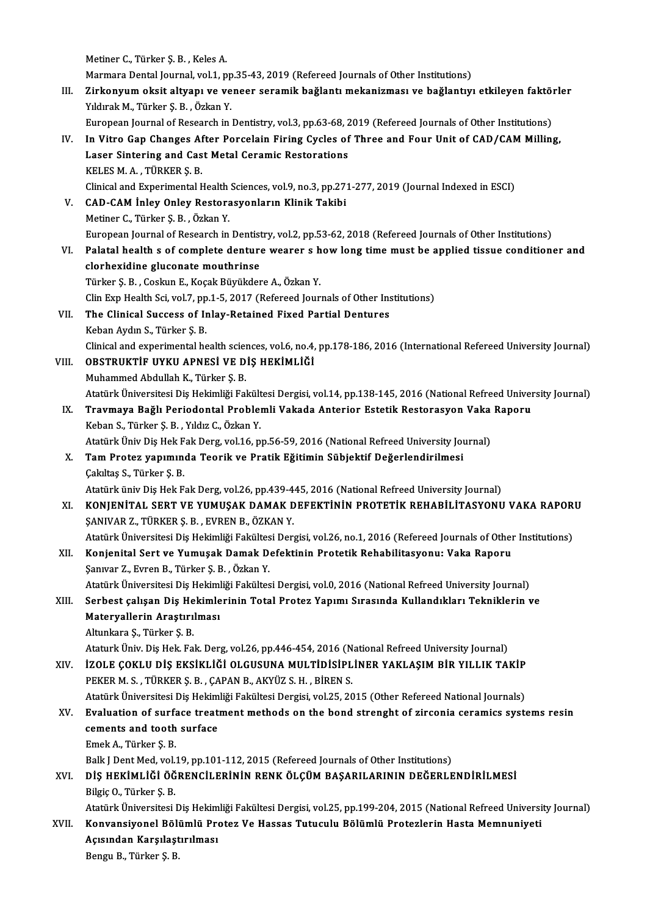Metiner C., Türker Ş. B. , Keles A.
Marmara Dental Journal, vol.1, pp.35-43, 2019 (Refereed Journals of Other Institutions)

III. **Zirkonyum oksit altyapı ve veneer seramik bağlantı mekanizması ve bağlantıyı etkileyen faktörler**
Yıldırak M., Türker Ş. B. , Özkan Y.
European Journal of Research in Dentistry, vol.3, pp.63-68, 2019 (Refereed Journals of Other Institutions)

IV. **In Vitro Gap Changes After Porcelain Firing Cycles of Three and Four Unit of CAD/CAM Milling, Laser Sintering and Cast Metal Ceramic Restorations**
KELES M. A. , TÜRKER Ş. B.
Clinical and Experimental Health Sciences, vol.9, no.3, pp.271-277, 2019 (Journal Indexed in ESCI)

V. **CAD-CAM İnley Onley Restorasyonların Klinik Takibi**
Metiner C., Türker Ş. B. , Özkan Y.
European Journal of Research in Dentistry, vol.2, pp.53-62, 2018 (Refereed Journals of Other Institutions)

VI. **Palatal health s of complete denture wearer s how long time must be applied tissue conditioner and clorhexidine gluconate mouthrinse**
Türker Ş. B. , Coskun E., Koçak Büyükdere A., Özkan Y.
Clin Exp Health Sci, vol.7, pp.1-5, 2017 (Refereed Journals of Other Institutions)

VII. **The Clinical Success of Inlay-Retained Fixed Partial Dentures**
Keban Aydın S., Türker Ş. B.
Clinical and experimental health sciences, vol.6, no.4, pp.178-186, 2016 (International Refereed University Journal)

VIII. **OBSTRUKTİF UYKU APNESİ VE DİŞ HEKİMLİĞİ**
Muhammed Abdullah K., Türker Ş. B.
Atatürk Üniversitesi Diş Hekimliği Fakültesi Dergisi, vol.14, pp.138-145, 2016 (National Refreed University Journal)

IX. **Travmaya Bağlı Periodontal Problemli Vakada Anterior Estetik Restorasyon Vaka Raporu**
Keban S., Türker Ş. B. , Yıldız C., Özkan Y.
Atatürk Üniv Diş Hek Fak Derg, vol.16, pp.56-59, 2016 (National Refreed University Journal)

X. **Tam Protez yapımında Teorik ve Pratik Eğitimin Sübjektif Değerlendirilmesi**
Çakıltaş S., Türker Ş. B.
Atatürk üniv Diş Hek Fak Derg, vol.26, pp.439-445, 2016 (National Refreed University Journal)

XI. **KONJENİTAL SERT VE YUMUŞAK DAMAK DEFEKTİNİN PROTETİK REHABİLİTASYONU VAKA RAPORU**
ŞANIVAR Z., TÜRKER Ş. B. , EVREN B., ÖZKAN Y.
Atatürk Üniversitesi Diş Hekimliği Fakültesi Dergisi, vol.26, no.1, 2016 (Refereed Journals of Other Institutions)

XII. **Konjenital Sert ve Yumuşak Damak Defektinin Protetik Rehabilitasyonu: Vaka Raporu**
Şanıvar Z., Evren B., Türker Ş. B. , Özkan Y.
Atatürk Üniversitesi Diş Hekimliği Fakültesi Dergisi, vol.0, 2016 (National Refreed University Journal)

XIII. **Serbest çalışan Diş Hekimlerinin Total Protez Yapımı Sırasında Kullandıkları Tekniklerin ve Materyallerin Araştırılması**
Altunkara Ş., Türker Ş. B.
Ataturk Üniv. Diş Hek. Fak. Derg, vol.26, pp.446-454, 2016 (National Refreed University Journal)

XIV. **İZOLE ÇOKLU DİŞ EKSİKLİĞİ OLGUSUNA MULTİDİSİPLİNER YAKLAŞIM BİR YILLIK TAKİP**
PEKER M. S. , TÜRKER Ş. B. , ÇAPAN B., AKYÜZ S. H. , BİREN S.
Atatürk Üniversitesi Diş Hekimliği Fakültesi Dergisi, vol.25, 2015 (Other Refereed National Journals)

XV. **Evaluation of surface treatment methods on the bond strenght of zirconia ceramics systems resin cements and tooth surface**
Emek A., Türker Ş. B.
Balk J Dent Med, vol.19, pp.101-112, 2015 (Refereed Journals of Other Institutions)

XVI. **DİŞ HEKİMLİĞİ ÖĞRENCİLERİNİN RENK ÖLÇÜM BAŞARILARININ DEĞERLENDİRİLMESİ**
Bilgiç O., Türker Ş. B.
Atatürk Üniversitesi Diş Hekimliği Fakültesi Dergisi, vol.25, pp.199-204, 2015 (National Refreed University Journal)

XVII. **Konvansiyonel Bölümlü Protez Ve Hassas Tutuculu Bölümlü Protezlerin Hasta Memnuniyeti Açısından Karşılaştırılması**
Bengu B., Türker Ş. B.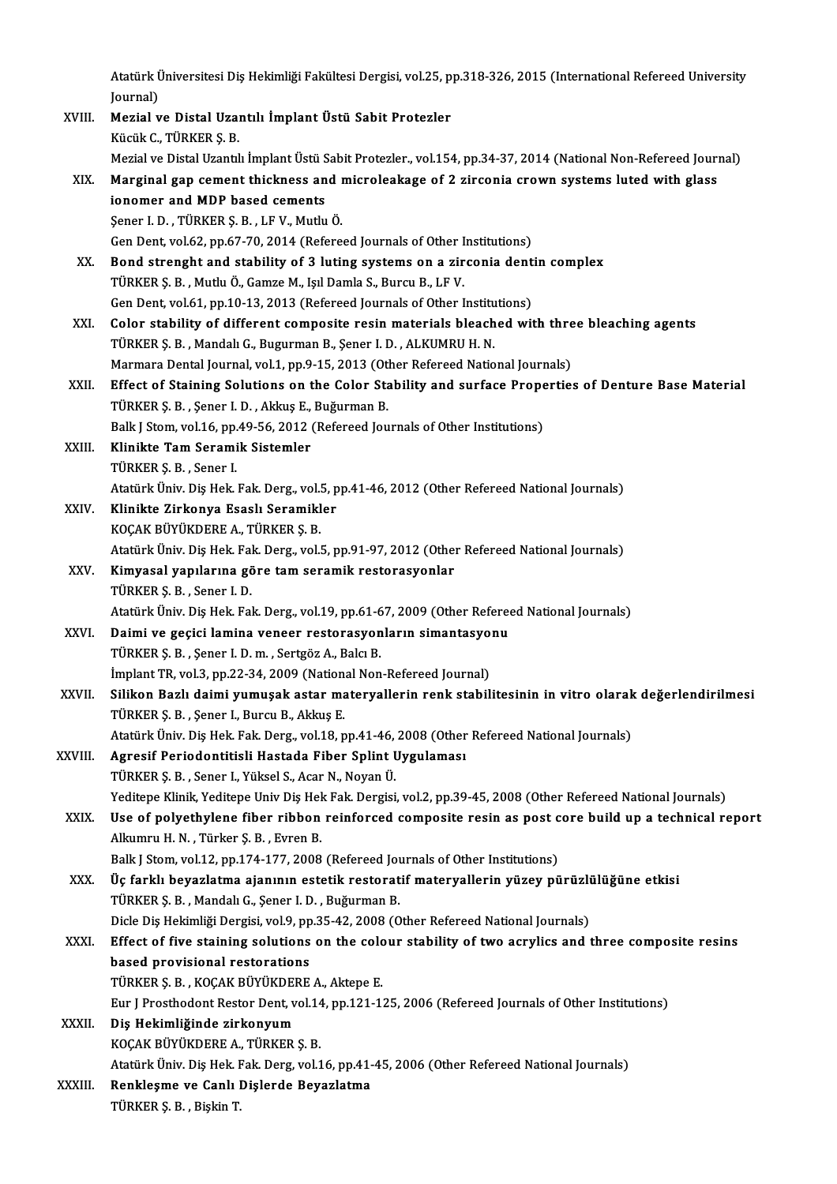Atatürk Üniversitesi Diş Hekimliği Fakültesi Dergisi, vol.25, pp.318-326, 2015 (International Refereed University Journal)

XVIII. **Mezial ve Distal Uzantılı İmplant Üstü Sabit Protezler**
Kücük C., TÜRKER Ş. B.
Mezial ve Distal Uzantılı İmplant Üstü Sabit Protezler., vol.154, pp.34-37, 2014 (National Non-Refereed Journal)

XIX. **Marginal gap cement thickness and microleakage of 2 zirconia crown systems luted with glass ionomer and MDP based cements**
Şener I. D. , TÜRKER Ş. B. , LF V., Mutlu Ö.
Gen Dent, vol.62, pp.67-70, 2014 (Refereed Journals of Other Institutions)

XX. **Bond strenght and stability of 3 luting systems on a zirconia dentin complex**
TÜRKER Ş. B. , Mutlu Ö., Gamze M., Işıl Damla S., Burcu B., LF V.
Gen Dent, vol.61, pp.10-13, 2013 (Refereed Journals of Other Institutions)

XXI. **Color stability of different composite resin materials bleached with three bleaching agents**
TÜRKER Ş. B. , Mandalı G., Bugurman B., Şener I. D. , ALKUMRU H. N.
Marmara Dental Journal, vol.1, pp.9-15, 2013 (Other Refereed National Journals)

XXII. **Effect of Staining Solutions on the Color Stability and surface Properties of Denture Base Material**
TÜRKER Ş. B. , Şener I. D. , Akkuş E., Buğurman B.
Balk J Stom, vol.16, pp.49-56, 2012 (Refereed Journals of Other Institutions)

XXIII. **Klinikte Tam Seramik Sistemler**
TÜRKER Ş. B. , Sener I.
Atatürk Üniv. Diş Hek. Fak. Derg., vol.5, pp.41-46, 2012 (Other Refereed National Journals)

XXIV. **Klinikte Zirkonya Esaslı Seramikler**
KOÇAK BÜYÜKDERE A., TÜRKER Ş. B.
Atatürk Üniv. Diş Hek. Fak. Derg., vol.5, pp.91-97, 2012 (Other Refereed National Journals)

XXV. **Kimyasal yapılarına göre tam seramik restorasyonlar**
TÜRKER Ş. B. , Sener I. D.
Atatürk Üniv. Diş Hek. Fak. Derg., vol.19, pp.61-67, 2009 (Other Refereed National Journals)

XXVI. **Daimi ve geçici lamina veneer restorasyonların simantasyonu**
TÜRKER Ş. B. , Şener I. D. m. , Sertgöz A., Balcı B.
İmplant TR, vol.3, pp.22-34, 2009 (National Non-Refereed Journal)

XXVII. **Silikon Bazlı daimi yumuşak astar materyallerin renk stabilitesinin in vitro olarak değerlendirilmesi**
TÜRKER Ş. B. , Şener I., Burcu B., Akkuş E.
Atatürk Üniv. Diş Hek. Fak. Derg., vol.18, pp.41-46, 2008 (Other Refereed National Journals)

XXVIII. **Agresif Periodontitisli Hastada Fiber Splint Uygulaması**
TÜRKER Ş. B. , Sener I., Yüksel S., Acar N., Noyan Ü.
Yeditepe Klinik, Yeditepe Univ Diş Hek Fak. Dergisi, vol.2, pp.39-45, 2008 (Other Refereed National Journals)

XXIX. **Use of polyethylene fiber ribbon reinforced composite resin as post core build up a technical report**
Alkumru H. N. , Türker Ş. B. , Evren B.
Balk J Stom, vol.12, pp.174-177, 2008 (Refereed Journals of Other Institutions)

XXX. **Üç farklı beyazlatma ajanının estetik restoratif materyallerin yüzey pürüzlülüğüne etkisi**
TÜRKER Ş. B. , Mandalı G., Şener I. D. , Buğurman B.
Dicle Diş Hekimliği Dergisi, vol.9, pp.35-42, 2008 (Other Refereed National Journals)

XXXI. **Effect of five staining solutions on the colour stability of two acrylics and three composite resins based provisional restorations**
TÜRKER Ş. B. , KOÇAK BÜYÜKDERE A., Aktepe E.
Eur J Prosthodont Restor Dent, vol.14, pp.121-125, 2006 (Refereed Journals of Other Institutions)

XXXII. **Diş Hekimliğinde zirkonyum**
KOÇAK BÜYÜKDERE A., TÜRKER Ş. B.
Atatürk Üniv. Diş Hek. Fak. Derg, vol.16, pp.41-45, 2006 (Other Refereed National Journals)

XXXIII. **Renkleşme ve Canlı Dişlerde Beyazlatma**
TÜRKER Ş. B. , Bişkin T.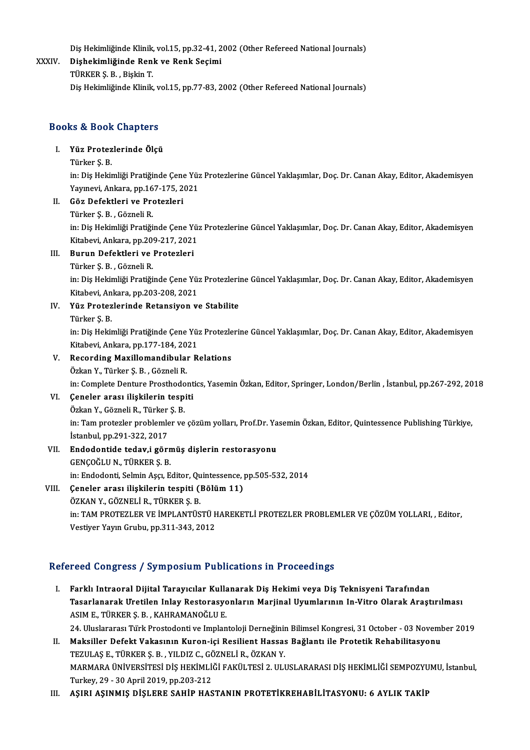Diş Hekimliğinde Klinik, vol.15, pp.32-41, 2002 (Other Refereed National Journals)

XXXIV. **Dişhekimliğinde Renk ve Renk Seçimi**
TÜRKER Ş. B. , Bişkin T.
Diş Hekimliğinde Klinik, vol.15, pp.77-83, 2002 (Other Refereed National Journals)

## Books & Book Chapters

I. **Yüz Protezlerinde Ölçü**
Türker Ş. B.
in: Diş Hekimliği Pratiğinde Çene Yüz Protezlerine Güncel Yaklaşımlar, Doç. Dr. Canan Akay, Editor, Akademisyen Yayınevi, Ankara, pp.167-175, 2021

II. **Göz Defektleri ve Protezleri**
Türker Ş. B. , Gözneli R.
in: Diş Hekimliği Pratiğinde Çene Yüz Protezlerine Güncel Yaklaşımlar, Doç. Dr. Canan Akay, Editor, Akademisyen Kitabevi, Ankara, pp.209-217, 2021

III. **Burun Defektleri ve Protezleri**
Türker Ş. B. , Gözneli R.
in: Diş Hekimliği Pratiğinde Çene Yüz Protezlerine Güncel Yaklaşımlar, Doç. Dr. Canan Akay, Editor, Akademisyen Kitabevi, Ankara, pp.203-208, 2021

IV. **Yüz Protezlerinde Retansiyon ve Stabilite**
Türker Ş. B.
in: Diş Hekimliği Pratiğinde Çene Yüz Protezlerine Güncel Yaklaşımlar, Doç. Dr. Canan Akay, Editor, Akademisyen Kitabevi, Ankara, pp.177-184, 2021

V. **Recording Maxillomandibular Relations**
Özkan Y., Türker Ş. B. , Gözneli R.
in: Complete Denture Prosthodontics, Yasemin Özkan, Editor, Springer, London/Berlin , İstanbul, pp.267-292, 2018

VI. **Çeneler arası ilişkilerin tespiti**
Özkan Y., Gözneli R., Türker Ş. B.
in: Tam protezler problemler ve çözüm yolları, Prof.Dr. Yasemin Özkan, Editor, Quintessence Publishing Türkiye, İstanbul, pp.291-322, 2017

VII. **Endodontide tedav,i görmüş dişlerin restorasyonu**
GENÇOĞLU N., TÜRKER Ş. B.
in: Endodonti, Selmin Aşçı, Editor, Quintessence, pp.505-532, 2014

VIII. **Çeneler arası ilişkilerin tespiti (Bölüm 11)**
ÖZKAN Y., GÖZNELİ R., TÜRKER Ş. B.
in: TAM PROTEZLER VE İMPLANTÜSTÜ HAREKETLİ PROTEZLER PROBLEMLER VE ÇÖZÜM YOLLARI, , Editor, Vestiyer Yayın Grubu, pp.311-343, 2012

## Refereed Congress / Symposium Publications in Proceedings

I. **Farklı Intraoral Dijital Tarayıcılar Kullanarak Diş Hekimi veya Diş Teknisyeni Tarafından Tasarlanarak Uretilen Inlay Restorasyonların Marjinal Uyumlarının In-Vitro Olarak Araştırılması**
ASIM E., TÜRKER Ş. B. , KAHRAMANOĞLU E.
24. Uluslararası Türk Prostodonti ve Implantoloji Derneğinin Bilimsel Kongresi, 31 October - 03 November 2019

II. **Maksiller Defekt Vakasının Kuron-içi Resilient Hassas Bağlantı ile Protetik Rehabilitasyonu**
TEZULAŞ E., TÜRKER Ş. B. , YILDIZ C., GÖZNELİ R., ÖZKAN Y.
MARMARA ÜNİVERSİTESİ DİŞ HEKİMLİĞİ FAKÜLTESİ 2. ULUSLARARASI DİŞ HEKİMLİĞİ SEMPOZYUMU, İstanbul, Turkey, 29 - 30 April 2019, pp.203-212

III. **AŞIRI AŞINMIŞ DİŞLERE SAHİP HASTANIN PROTETİKREHABİLİTASYONU: 6 AYLIK TAKİP**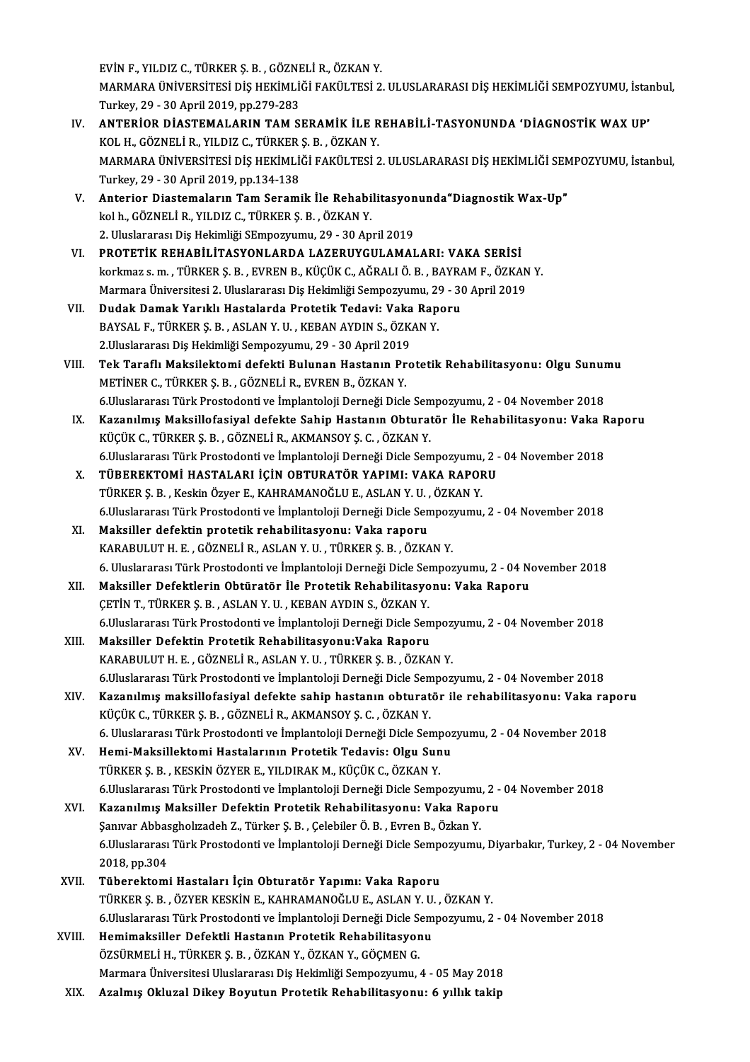EVİN F., YILDIZ C., TÜRKER Ş. B. , GÖZNELİ R., ÖZKAN Y.
MARMARA ÜNİVERSİTESİ DİŞ HEKİMLİĞİ FAKÜLTESİ 2. ULUSLARARASI DİŞ HEKİMLİĞİ SEMPOZYUMU, İstanbul, Turkey, 29 - 30 April 2019, pp.279-283

IV. **ANTERİOR DİASTEMALARIN TAM SERAMİK İLE REHABİLİ-TASYONUNDA 'DİAGNOSTİK WAX UP'**
KOL H., GÖZNELİ R., YILDIZ C., TÜRKER Ş. B. , ÖZKAN Y.
MARMARA ÜNİVERSİTESİ DİŞ HEKİMLİĞİ FAKÜLTESİ 2. ULUSLARARASI DİŞ HEKİMLİĞİ SEMPOZYUMU, İstanbul, Turkey, 29 - 30 April 2019, pp.134-138

V. **Anterior Diastemaların Tam Seramik İle Rehabilitasyonunda"Diagnostik Wax-Up"**
kol h., GÖZNELİ R., YILDIZ C., TÜRKER Ş. B. , ÖZKAN Y.
2. Uluslararası Diş Hekimliği SEmpozyumu, 29 - 30 April 2019

VI. **PROTETİK REHABİLİTASYONLARDA LAZERUYGULAMALARI: VAKA SERİSİ**
korkmaz s. m. , TÜRKER Ş. B. , EVREN B., KÜÇÜK C., AĞRALI Ö. B. , BAYRAM F., ÖZKAN Y.
Marmara Üniversitesi 2. Uluslararası Diş Hekimliği Sempozyumu, 29 - 30 April 2019

VII. **Dudak Damak Yarıklı Hastalarda Protetik Tedavi: Vaka Raporu**
BAYSAL F., TÜRKER Ş. B. , ASLAN Y. U. , KEBAN AYDIN S., ÖZKAN Y.
2.Uluslararası Diş Hekimliği Sempozyumu, 29 - 30 April 2019

VIII. **Tek Taraflı Maksilektomi defekti Bulunan Hastanın Protetik Rehabilitasyonu: Olgu Sunumu**
METİNER C., TÜRKER Ş. B. , GÖZNELİ R., EVREN B., ÖZKAN Y.
6.Uluslararası Türk Prostodonti ve İmplantoloji Derneği Dicle Sempozyumu, 2 - 04 November 2018

IX. **Kazanılmış Maksillofasiyal defekte Sahip Hastanın Obturatör İle Rehabilitasyonu: Vaka Raporu**
KÜÇÜK C., TÜRKER Ş. B. , GÖZNELİ R., AKMANSOY Ş. C. , ÖZKAN Y.
6.Uluslararası Türk Prostodonti ve İmplantoloji Derneği Dicle Sempozyumu, 2 - 04 November 2018

X. **TÜBEREKTOMİ HASTALARI İÇİN OBTURATÖR YAPIMI: VAKA RAPORU**
TÜRKER Ş. B. , Keskin Özyer E., KAHRAMANOĞLU E., ASLAN Y. U. , ÖZKAN Y.
6.Uluslararası Türk Prostodonti ve İmplantoloji Derneği Dicle Sempozyumu, 2 - 04 November 2018

XI. **Maksiller defektin protetik rehabilitasyonu: Vaka raporu**
KARABULUT H. E. , GÖZNELİ R., ASLAN Y. U. , TÜRKER Ş. B. , ÖZKAN Y.
6. Uluslararası Türk Prostodonti ve İmplantoloji Derneği Dicle Sempozyumu, 2 - 04 November 2018

XII. **Maksiller Defektlerin Obtüratör İle Protetik Rehabilitasyonu: Vaka Raporu**
ÇETİN T., TÜRKER Ş. B. , ASLAN Y. U. , KEBAN AYDIN S., ÖZKAN Y.
6.Uluslararası Türk Prostodonti ve İmplantoloji Derneği Dicle Sempozyumu, 2 - 04 November 2018

XIII. **Maksiller Defektin Protetik Rehabilitasyonu:Vaka Raporu**
KARABULUT H. E. , GÖZNELİ R., ASLAN Y. U. , TÜRKER Ş. B. , ÖZKAN Y.
6.Uluslararası Türk Prostodonti ve İmplantoloji Derneği Dicle Sempozyumu, 2 - 04 November 2018

XIV. **Kazanılmış maksillofasiyal defekte sahip hastanın obturatör ile rehabilitasyonu: Vaka raporu**
KÜÇÜK C., TÜRKER Ş. B. , GÖZNELİ R., AKMANSOY Ş. C. , ÖZKAN Y.
6. Uluslararası Türk Prostodonti ve İmplantoloji Derneği Dicle Sempozyumu, 2 - 04 November 2018

XV. **Hemi-Maksillektomi Hastalarının Protetik Tedavis: Olgu Sunu**
TÜRKER Ş. B. , KESKİN ÖZYER E., YILDIRAK M., KÜÇÜK C., ÖZKAN Y.
6.Uluslararası Türk Prostodonti ve İmplantoloji Derneği Dicle Sempozyumu, 2 - 04 November 2018

XVI. **Kazanılmış Maksiller Defektin Protetik Rehabilitasyonu: Vaka Raporu**
Şanıvar Abbasgholızadeh Z., Türker Ş. B. , Çelebiler Ö. B. , Evren B., Özkan Y.
6.Uluslararası Türk Prostodonti ve İmplantoloji Derneği Dicle Sempozyumu, Diyarbakır, Turkey, 2 - 04 November 2018, pp.304

XVII. **Tüberektomi Hastaları İçin Obturatör Yapımı: Vaka Raporu**
TÜRKER Ş. B. , ÖZYER KESKİN E., KAHRAMANOĞLU E., ASLAN Y. U. , ÖZKAN Y.
6.Uluslararası Türk Prostodonti ve İmplantoloji Derneği Dicle Sempozyumu, 2 - 04 November 2018

XVIII. **Hemimaksiller Defektli Hastanın Protetik Rehabilitasyonu**
ÖZSÜRMELİ H., TÜRKER Ş. B. , ÖZKAN Y., ÖZKAN Y., GÖÇMEN G.
Marmara Üniversitesi Uluslararası Diş Hekimliği Sempozyumu, 4 - 05 May 2018

XIX. **Azalmış Okluzal Dikey Boyutun Protetik Rehabilitasyonu: 6 yıllık takip**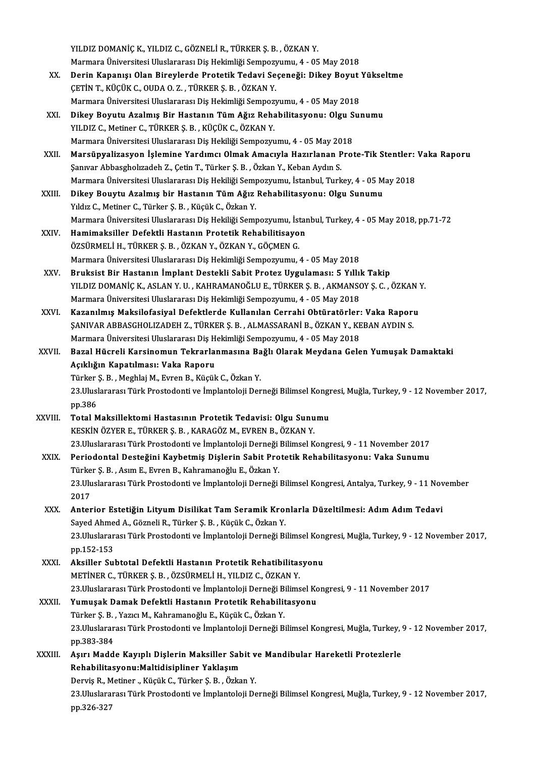YILDIZ DOMANİÇ K., YILDIZ C., GÖZNELİ R., TÜRKER Ş. B. , ÖZKAN Y.
Marmara Üniversitesi Uluslararası Diş Hekimliği Sempozyumu, 4 - 05 May 2018

XX. **Derin Kapanışı Olan Bireylerde Protetik Tedavi Seçeneği: Dikey Boyut Yükseltme**
ÇETİN T., KÜÇÜK C., OUDA O. Z. , TÜRKER Ş. B. , ÖZKAN Y.
Marmara Üniversitesi Uluslararası Diş Hekimliği Sempozyumu, 4 - 05 May 2018

XXI. **Dikey Boyutu Azalmış Bir Hastanın Tüm Ağız Rehabilitasyonu: Olgu Sunumu**
YILDIZ C., Metiner C., TÜRKER Ş. B. , KÜÇÜK C., ÖZKAN Y.
Marmara Üniversitesi Uluslararası Diş Hekiliği Sempozyumu, 4 - 05 May 2018

XXII. **Marsüpyalizasyon İşlemine Yardımcı Olmak Amacıyla Hazırlanan Prote-Tik Stentler: Vaka Raporu**
Şanıvar Abbasgholızadeh Z., Çetin T., Türker Ş. B. , Özkan Y., Keban Aydın S.
Marmara Üniversitesi Uluslararası Diş Hekiliği Sempozyumu, İstanbul, Turkey, 4 - 05 May 2018

XXIII. **Dikey Bouytu Azalmış bir Hastanın Tüm Ağız Rehabilitasyonu: Olgu Sunumu**
Yıldız C., Metiner C., Türker Ş. B. , Küçük C., Özkan Y.
Marmara Üniversitesi Uluslararası Diş Hekiliği Sempozyumu, İstanbul, Turkey, 4 - 05 May 2018, pp.71-72

XXIV. **Hamimaksiller Defektli Hastanın Protetik Rehabilitisayon**
ÖZSÜRMELİ H., TÜRKER Ş. B. , ÖZKAN Y., ÖZKAN Y., GÖÇMEN G.
Marmara Üniversitesi Uluslararası Diş Hekimliği Sempozyumu, 4 - 05 May 2018

XXV. **Bruksist Bir Hastanın İmplant Destekli Sabit Protez Uygulaması: 5 Yıllık Takip**
YILDIZ DOMANİÇ K., ASLAN Y. U. , KAHRAMANOĞLU E., TÜRKER Ş. B. , AKMANSOY Ş. C. , ÖZKAN Y.
Marmara Üniversitesi Uluslararası Diş Hekimliği Sempozyumu, 4 - 05 May 2018

XXVI. **Kazanılmış Maksilofasiyal Defektlerde Kullanılan Cerrahi Obtüratörler: Vaka Raporu**
ŞANIVAR ABBASGHOLIZADEH Z., TÜRKER Ş. B. , ALMASSARANİ B., ÖZKAN Y., KEBAN AYDIN S.
Marmara Üniversitesi Uluslararası Diş Hekimliği Sempozyumu, 4 - 05 May 2018

XXVII. **Bazal Hücreli Karsinomun Tekrarlanmasına Bağlı Olarak Meydana Gelen Yumuşak Damaktaki Açıklığın Kapatılması: Vaka Raporu**
Türker Ş. B. , Meghlaj M., Evren B., Küçük C., Özkan Y.
23.Uluslararası Türk Prostodonti ve İmplantoloji Derneği Bilimsel Kongresi, Muğla, Turkey, 9 - 12 November 2017, pp.386

XXVIII. **Total Maksillektomi Hastasının Protetik Tedavisi: Olgu Sunumu**
KESKİN ÖZYER E., TÜRKER Ş. B. , KARAGÖZ M., EVREN B., ÖZKAN Y.
23.Uluslararası Türk Prostodonti ve İmplantoloji Derneği Bilimsel Kongresi, 9 - 11 November 2017

XXIX. **Periodontal Desteğini Kaybetmiş Dişlerin Sabit Protetik Rehabilitasyonu: Vaka Sunumu**
Türker Ş. B. , Asım E., Evren B., Kahramanoğlu E., Özkan Y.
23.Uluslararası Türk Prostodonti ve İmplantoloji Derneği Bilimsel Kongresi, Antalya, Turkey, 9 - 11 November 2017

XXX. **Anterior Estetiğin Lityum Disilikat Tam Seramik Kronlarla Düzeltilmesi: Adım Adım Tedavi**
Sayed Ahmed A., Gözneli R., Türker Ş. B. , Küçük C., Özkan Y.
23.Uluslararası Türk Prostodonti ve İmplantoloji Derneği Bilimsel Kongresi, Muğla, Turkey, 9 - 12 November 2017, pp.152-153

XXXI. **Aksiller Subtotal Defektli Hastanın Protetik Rehatibilitasyonu**
METİNER C., TÜRKER Ş. B. , ÖZSÜRMELİ H., YILDIZ C., ÖZKAN Y.
23.Uluslararası Türk Prostodonti ve İmplantoloji Derneği Bilimsel Kongresi, 9 - 11 November 2017

XXXII. **Yumuşak Damak Defektli Hastanın Protetik Rehabilitasyonu**
Türker Ş. B. , Yazıcı M., Kahramanoğlu E., Küçük C., Özkan Y.
23.Uluslararası Türk Prostodonti ve İmplantoloji Derneği Bilimsel Kongresi, Muğla, Turkey, 9 - 12 November 2017, pp.383-384

XXXIII. **Aşırı Madde Kayıplı Dişlerin Maksiller Sabit ve Mandibular Hareketli Protezlerle Rehabilitasyonu:Maltidisipliner Yaklaşım**
Derviş R., Metiner ., Küçük C., Türker Ş. B. , Özkan Y.
23.Uluslararası Türk Prostodonti ve İmplantoloji Derneği Bilimsel Kongresi, Muğla, Turkey, 9 - 12 November 2017, pp.326-327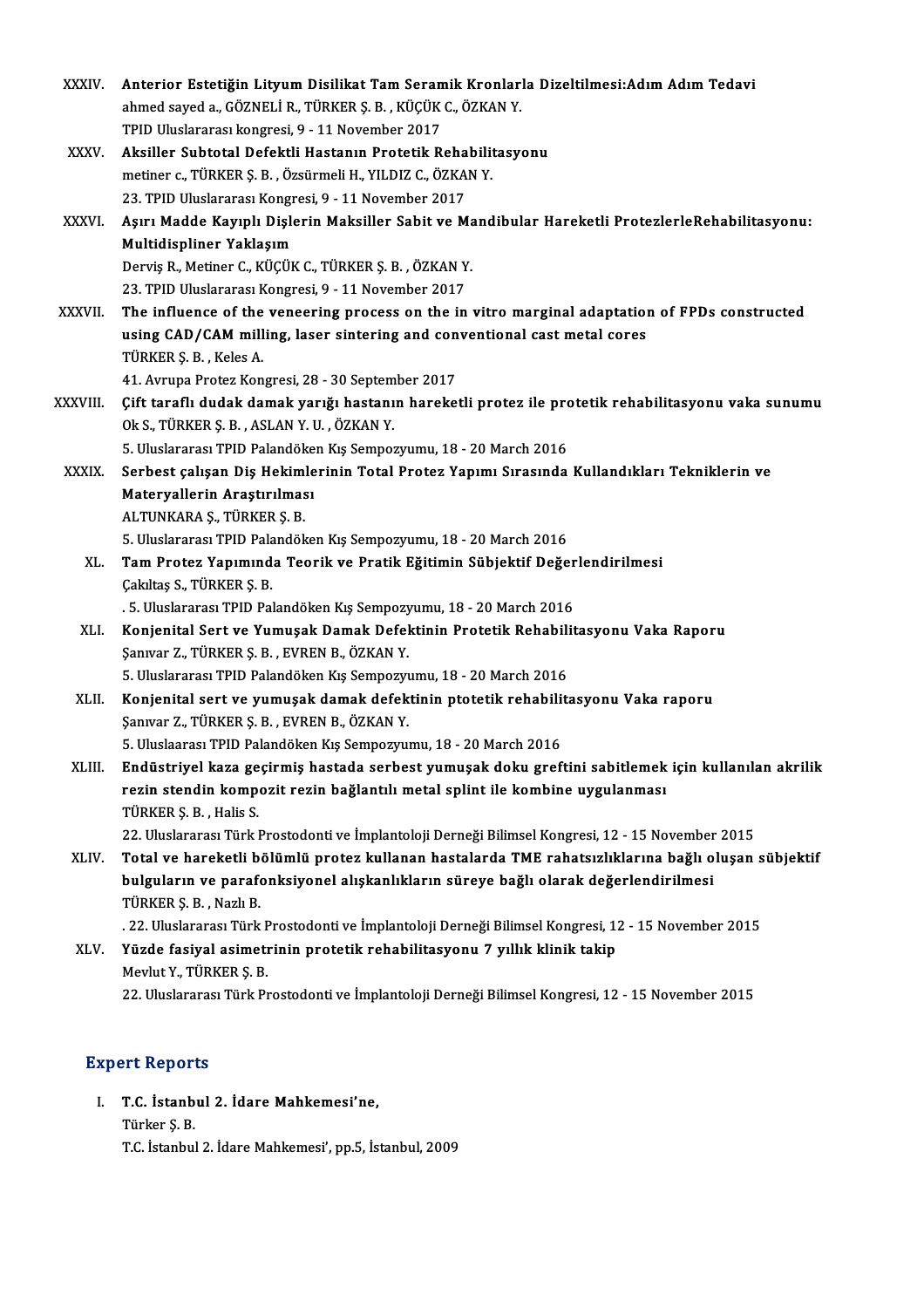XXXIV. **Anterior Estetiğin Lityum Disilikat Tam Seramik Kronlarla Dizeltilmesi:Adım Adım Tedavi**
ahmed sayed a., GÖZNELİ R., TÜRKER Ş. B. , KÜÇÜK C., ÖZKAN Y.
TPID Uluslararası kongresi, 9 - 11 November 2017

XXXV. **Aksiller Subtotal Defektli Hastanın Protetik Rehabilitasyonu**
metiner c., TÜRKER Ş. B. , Özsürmeli H., YILDIZ C., ÖZKAN Y.
23. TPID Uluslararası Kongresi, 9 - 11 November 2017

XXXVI. **Aşırı Madde Kayıplı Dişlerin Maksiller Sabit ve Mandibular Hareketli ProtezlerleRehabilitasyonu: Multidispliner Yaklaşım**
Derviş R., Metiner C., KÜÇÜK C., TÜRKER Ş. B. , ÖZKAN Y.
23. TPID Uluslararası Kongresi, 9 - 11 November 2017

XXXVII. **The influence of the veneering process on the in vitro marginal adaptation of FPDs constructed using CAD/CAM milling, laser sintering and conventional cast metal cores**
TÜRKER Ş. B. , Keles A.
41. Avrupa Protez Kongresi, 28 - 30 September 2017

XXXVIII. **Çift taraflı dudak damak yarığı hastanın hareketli protez ile protetik rehabilitasyonu vaka sunumu**
Ok S., TÜRKER Ş. B. , ASLAN Y. U. , ÖZKAN Y.
5. Uluslararası TPID Palandöken Kış Sempozyumu, 18 - 20 March 2016

XXXIX. **Serbest çalışan Diş Hekimlerinin Total Protez Yapımı Sırasında Kullandıkları Tekniklerin ve Materyallerin Araştırılması**
ALTUNKARA Ş., TÜRKER Ş. B.
5. Uluslararası TPID Palandöken Kış Sempozyumu, 18 - 20 March 2016

XL. **Tam Protez Yapımında Teorik ve Pratik Eğitimin Sübjektif Değerlendirilmesi**
Çakıltaş S., TÜRKER Ş. B.
. 5. Uluslararası TPID Palandöken Kış Sempozyumu, 18 - 20 March 2016

XLI. **Konjenital Sert ve Yumuşak Damak Defektinin Protetik Rehabilitasyonu Vaka Raporu**
Şanıvar Z., TÜRKER Ş. B. , EVREN B., ÖZKAN Y.
5. Uluslararası TPID Palandöken Kış Sempozyumu, 18 - 20 March 2016

XLII. **Konjenital sert ve yumuşak damak defektinin ptotetik rehabilitasyonu Vaka raporu**
Şanıvar Z., TÜRKER Ş. B. , EVREN B., ÖZKAN Y.
5. Uluslaarası TPID Palandöken Kış Sempozyumu, 18 - 20 March 2016

XLIII. **Endüstriyel kaza geçirmiş hastada serbest yumuşak doku greftini sabitlemek için kullanılan akrilik rezin stendin kompozit rezin bağlantılı metal splint ile kombine uygulanması**
TÜRKER Ş. B. , Halis S.
22. Uluslararası Türk Prostodonti ve İmplantoloji Derneği Bilimsel Kongresi, 12 - 15 November 2015

XLIV. **Total ve hareketli bölümlü protez kullanan hastalarda TME rahatsızlıklarına bağlı oluşan sübjektif bulguların ve parafonksiyonel alışkanlıkların süreye bağlı olarak değerlendirilmesi**
TÜRKER Ş. B. , Nazlı B.
. 22. Uluslararası Türk Prostodonti ve İmplantoloji Derneği Bilimsel Kongresi, 12 - 15 November 2015

XLV. **Yüzde fasiyal asimetrinin protetik rehabilitasyonu 7 yıllık klinik takip**
Mevlut Y., TÜRKER Ş. B.
22. Uluslararası Türk Prostodonti ve İmplantoloji Derneği Bilimsel Kongresi, 12 - 15 November 2015

## Expert Reports

I. **T.C. İstanbul 2. İdare Mahkemesi'ne,**
Türker Ş. B.
T.C. İstanbul 2. İdare Mahkemesi', pp.5, İstanbul, 2009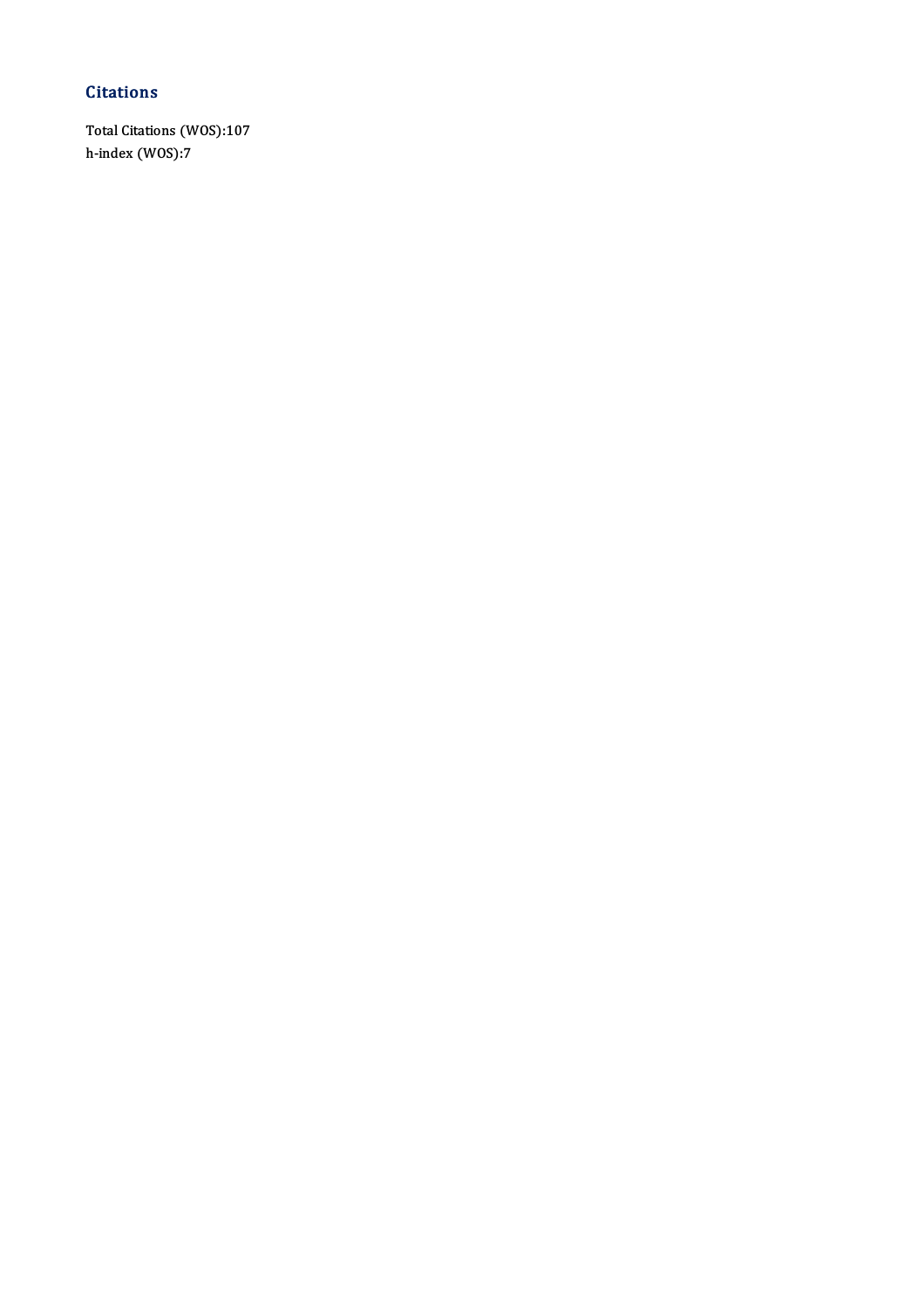## Citations

Total Citations (WOS):107
h-index (WOS):7